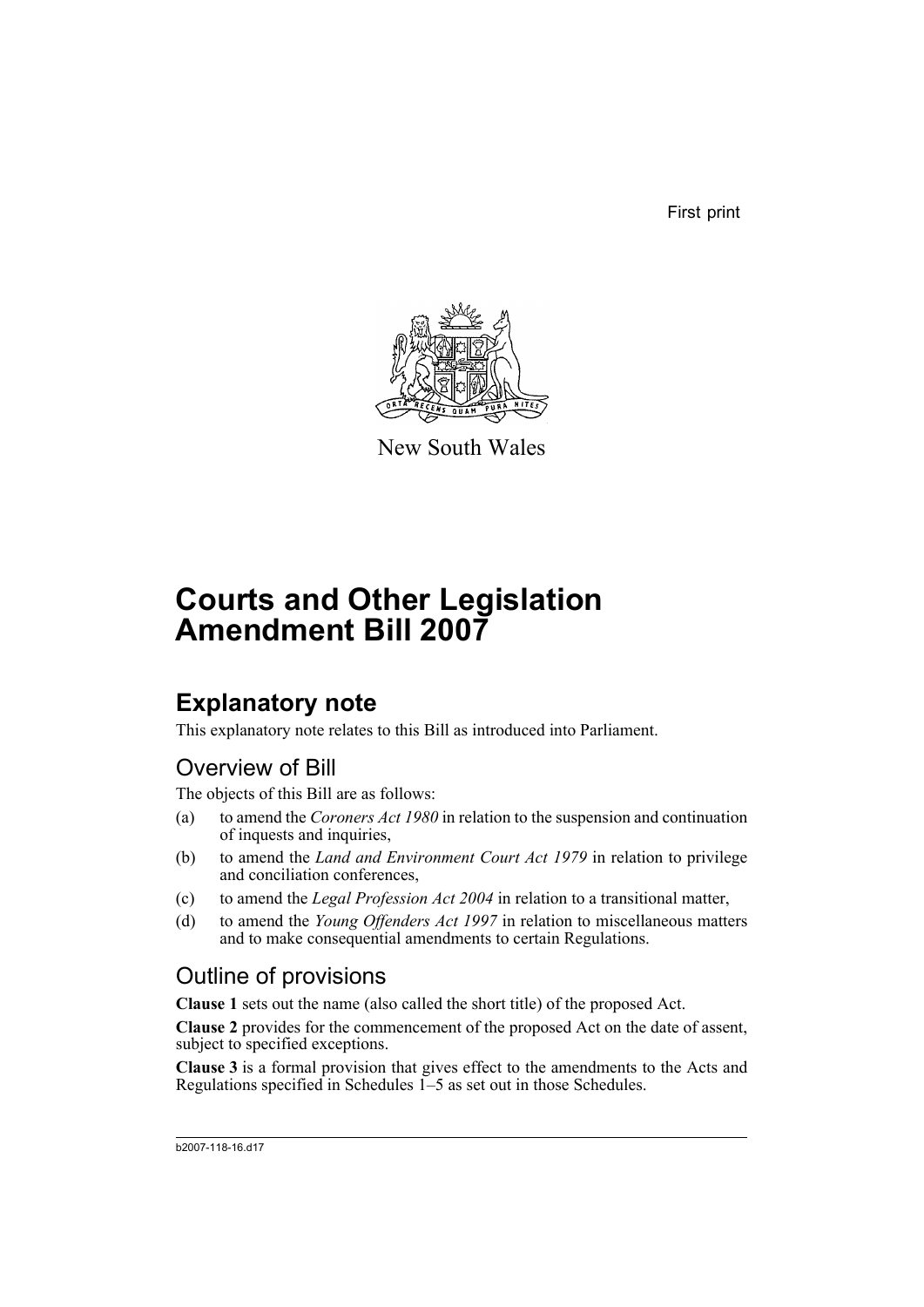First print

New South Wales

# Courts and Other Legislation Amendment Bill 2007

## Explanatory note

This explanatory note relates to this Bill as introduced into Parliament.

### Overview of Bill

The objects of this Bill are as follows:

(a) to amend the *Coroners Act 1980* in relation to the suspension and continuation of inquests and inquiries,

(b) to amend the *Land and Environment Court Act 1979* in relation to privilege and conciliation conferences,

(c) to amend the *Legal Profession Act 2004* in relation to a transitional matter,

(d) to amend the *Young Offenders Act 1997* in relation to miscellaneous matters and to make consequential amendments to certain Regulations.

### Outline of provisions

**Clause 1** sets out the name (also called the short title) of the proposed Act.

**Clause 2** provides for the commencement of the proposed Act on the date of assent, subject to specified exceptions.

**Clause 3** is a formal provision that gives effect to the amendments to the Acts and Regulations specified in Schedules 1–5 as set out in those Schedules.

b2007-118-16.d17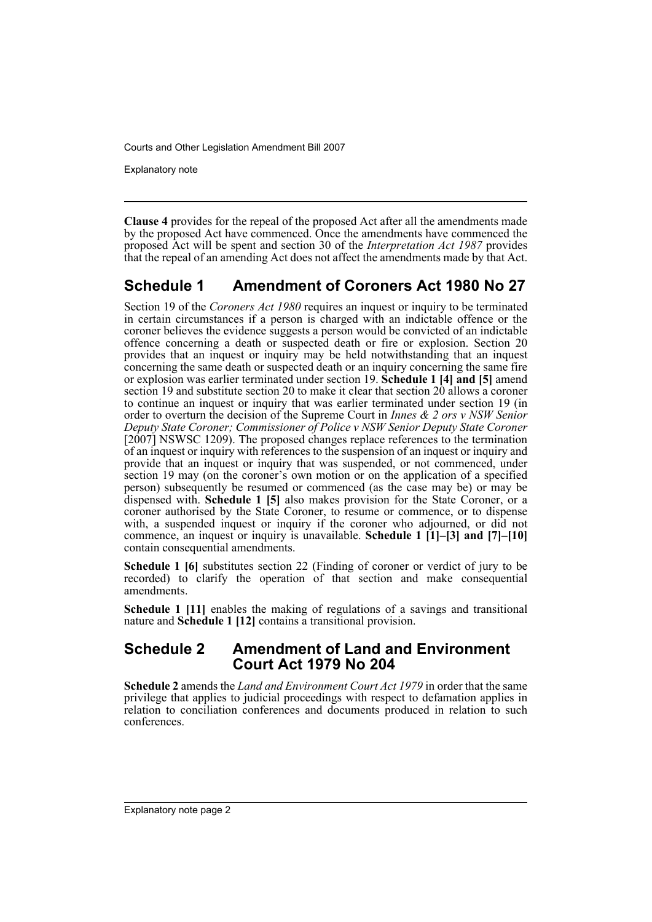**Clause 4** provides for the repeal of the proposed Act after all the amendments made by the proposed Act have commenced. Once the amendments have commenced the proposed Act will be spent and section 30 of the *Interpretation Act 1987* provides that the repeal of an amending Act does not affect the amendments made by that Act.

## Schedule 1 Amendment of Coroners Act 1980 No 27

Section 19 of the *Coroners Act 1980* requires an inquest or inquiry to be terminated in certain circumstances if a person is charged with an indictable offence or the coroner believes the evidence suggests a person would be convicted of an indictable offence concerning a death or suspected death or fire or explosion. Section 20 provides that an inquest or inquiry may be held notwithstanding that an inquest concerning the same death or suspected death or an inquiry concerning the same fire or explosion was earlier terminated under section 19. **Schedule 1 [4] and [5]** amend section 19 and substitute section 20 to make it clear that section 20 allows a coroner to continue an inquest or inquiry that was earlier terminated under section 19 (in order to overturn the decision of the Supreme Court in *Innes & 2 ors v NSW Senior Deputy State Coroner; Commissioner of Police v NSW Senior Deputy State Coroner* [2007] NSWSC 1209). The proposed changes replace references to the termination of an inquest or inquiry with references to the suspension of an inquest or inquiry and provide that an inquest or inquiry that was suspended, or not commenced, under section 19 may (on the coroner's own motion or on the application of a specified person) subsequently be resumed or commenced (as the case may be) or may be dispensed with. **Schedule 1 [5]** also makes provision for the State Coroner, or a coroner authorised by the State Coroner, to resume or commence, or to dispense with, a suspended inquest or inquiry if the coroner who adjourned, or did not commence, an inquest or inquiry is unavailable. **Schedule 1 [1]–[3] and [7]–[10]** contain consequential amendments.

**Schedule 1 [6]** substitutes section 22 (Finding of coroner or verdict of jury to be recorded) to clarify the operation of that section and make consequential amendments.

**Schedule 1 [11]** enables the making of regulations of a savings and transitional nature and **Schedule 1 [12]** contains a transitional provision.

## Schedule 2 Amendment of Land and Environment Court Act 1979 No 204

**Schedule 2** amends the *Land and Environment Court Act 1979* in order that the same privilege that applies to judicial proceedings with respect to defamation applies in relation to conciliation conferences and documents produced in relation to such conferences.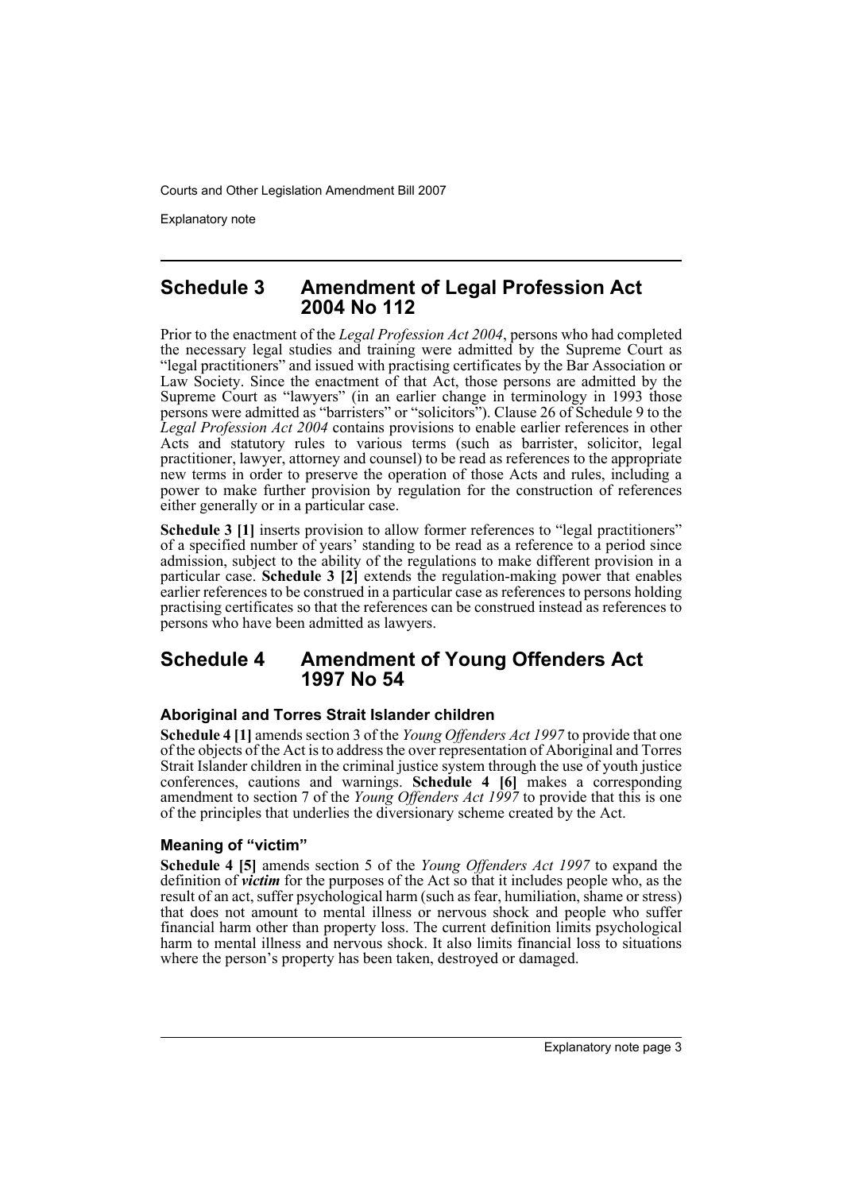## Schedule 3 Amendment of Legal Profession Act 2004 No 112

Prior to the enactment of the *Legal Profession Act 2004*, persons who had completed the necessary legal studies and training were admitted by the Supreme Court as "legal practitioners" and issued with practising certificates by the Bar Association or Law Society. Since the enactment of that Act, those persons are admitted by the Supreme Court as "lawyers" (in an earlier change in terminology in 1993 those persons were admitted as "barristers" or "solicitors"). Clause 26 of Schedule 9 to the *Legal Profession Act 2004* contains provisions to enable earlier references in other Acts and statutory rules to various terms (such as barrister, solicitor, legal practitioner, lawyer, attorney and counsel) to be read as references to the appropriate new terms in order to preserve the operation of those Acts and rules, including a power to make further provision by regulation for the construction of references either generally or in a particular case.

**Schedule 3 [1]** inserts provision to allow former references to "legal practitioners" of a specified number of years' standing to be read as a reference to a period since admission, subject to the ability of the regulations to make different provision in a particular case. **Schedule 3 [2]** extends the regulation-making power that enables earlier references to be construed in a particular case as references to persons holding practising certificates so that the references can be construed instead as references to persons who have been admitted as lawyers.

## Schedule 4 Amendment of Young Offenders Act 1997 No 54

### Aboriginal and Torres Strait Islander children

**Schedule 4 [1]** amends section 3 of the *Young Offenders Act 1997* to provide that one of the objects of the Act is to address the over representation of Aboriginal and Torres Strait Islander children in the criminal justice system through the use of youth justice conferences, cautions and warnings. **Schedule 4 [6]** makes a corresponding amendment to section 7 of the *Young Offenders Act 1997* to provide that this is one of the principles that underlies the diversionary scheme created by the Act.

### Meaning of "victim"

**Schedule 4 [5]** amends section 5 of the *Young Offenders Act 1997* to expand the definition of ***victim*** for the purposes of the Act so that it includes people who, as the result of an act, suffer psychological harm (such as fear, humiliation, shame or stress) that does not amount to mental illness or nervous shock and people who suffer financial harm other than property loss. The current definition limits psychological harm to mental illness and nervous shock. It also limits financial loss to situations where the person's property has been taken, destroyed or damaged.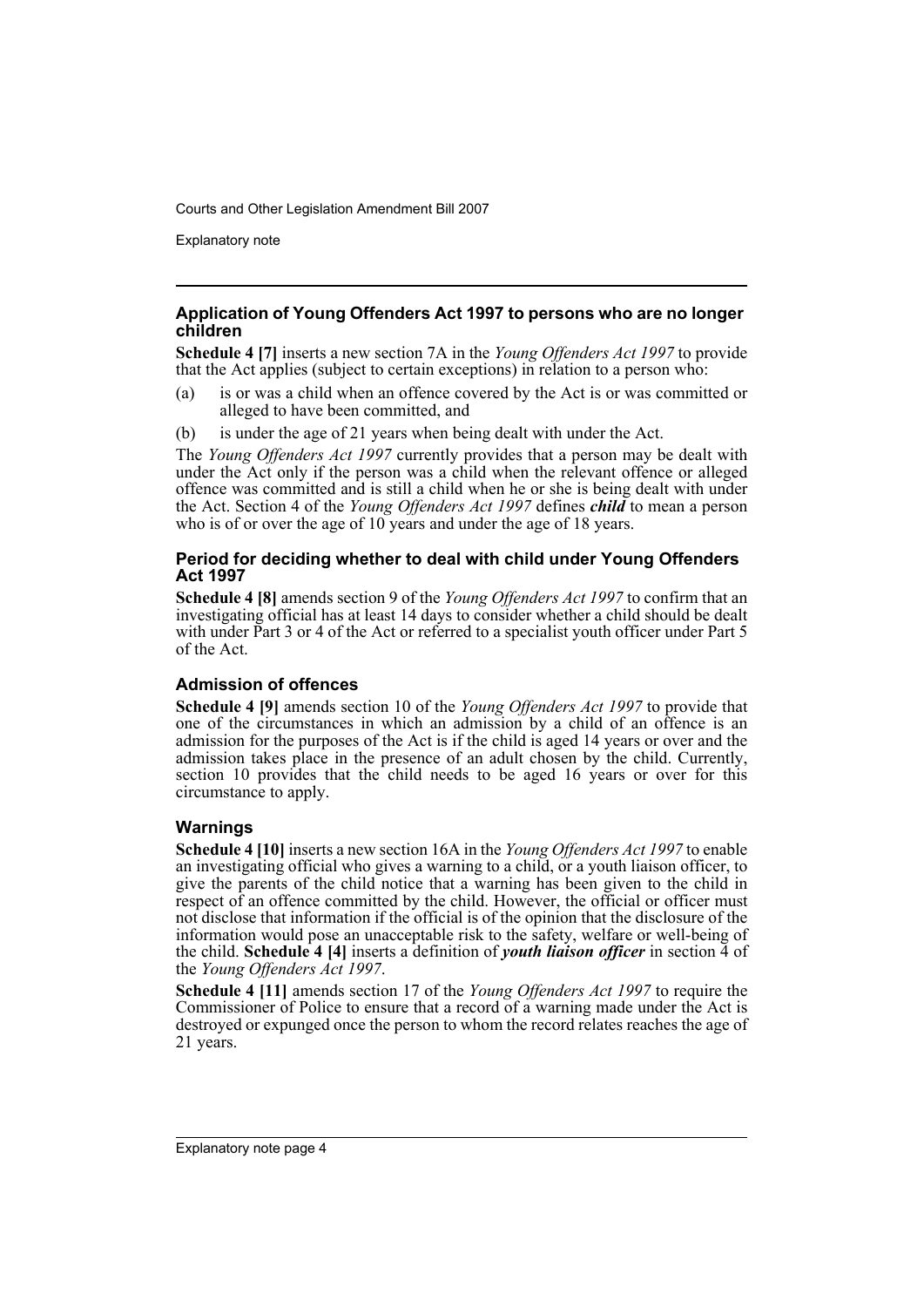### Application of Young Offenders Act 1997 to persons who are no longer children

**Schedule 4 [7]** inserts a new section 7A in the *Young Offenders Act 1997* to provide that the Act applies (subject to certain exceptions) in relation to a person who:

(a) is or was a child when an offence covered by the Act is or was committed or alleged to have been committed, and

(b) is under the age of 21 years when being dealt with under the Act.

The *Young Offenders Act 1997* currently provides that a person may be dealt with under the Act only if the person was a child when the relevant offence or alleged offence was committed and is still a child when he or she is being dealt with under the Act. Section 4 of the *Young Offenders Act 1997* defines ***child*** to mean a person who is of or over the age of 10 years and under the age of 18 years.

### Period for deciding whether to deal with child under Young Offenders Act 1997

**Schedule 4 [8]** amends section 9 of the *Young Offenders Act 1997* to confirm that an investigating official has at least 14 days to consider whether a child should be dealt with under Part 3 or 4 of the Act or referred to a specialist youth officer under Part 5 of the Act.

#### Admission of offences

**Schedule 4 [9]** amends section 10 of the *Young Offenders Act 1997* to provide that one of the circumstances in which an admission by a child of an offence is an admission for the purposes of the Act is if the child is aged 14 years or over and the admission takes place in the presence of an adult chosen by the child. Currently, section 10 provides that the child needs to be aged 16 years or over for this circumstance to apply.

#### Warnings

**Schedule 4 [10]** inserts a new section 16A in the *Young Offenders Act 1997* to enable an investigating official who gives a warning to a child, or a youth liaison officer, to give the parents of the child notice that a warning has been given to the child in respect of an offence committed by the child. However, the official or officer must not disclose that information if the official is of the opinion that the disclosure of the information would pose an unacceptable risk to the safety, welfare or well-being of the child. **Schedule 4 [4]** inserts a definition of ***youth liaison officer*** in section 4 of the *Young Offenders Act 1997*.

**Schedule 4 [11]** amends section 17 of the *Young Offenders Act 1997* to require the Commissioner of Police to ensure that a record of a warning made under the Act is destroyed or expunged once the person to whom the record relates reaches the age of 21 years.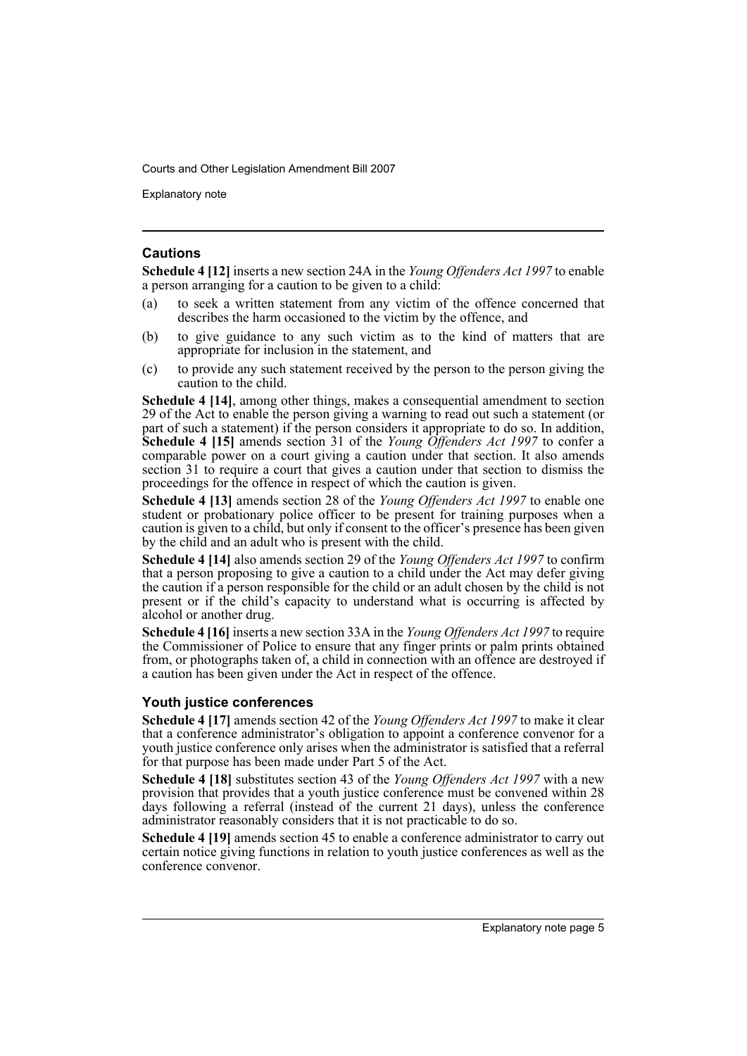### Cautions

**Schedule 4 [12]** inserts a new section 24A in the *Young Offenders Act 1997* to enable a person arranging for a caution to be given to a child:

(a) to seek a written statement from any victim of the offence concerned that describes the harm occasioned to the victim by the offence, and

(b) to give guidance to any such victim as to the kind of matters that are appropriate for inclusion in the statement, and

(c) to provide any such statement received by the person to the person giving the caution to the child.

**Schedule 4 [14]**, among other things, makes a consequential amendment to section 29 of the Act to enable the person giving a warning to read out such a statement (or part of such a statement) if the person considers it appropriate to do so. In addition, **Schedule 4 [15]** amends section 31 of the *Young Offenders Act 1997* to confer a comparable power on a court giving a caution under that section. It also amends section 31 to require a court that gives a caution under that section to dismiss the proceedings for the offence in respect of which the caution is given.

**Schedule 4 [13]** amends section 28 of the *Young Offenders Act 1997* to enable one student or probationary police officer to be present for training purposes when a caution is given to a child, but only if consent to the officer's presence has been given by the child and an adult who is present with the child.

**Schedule 4 [14]** also amends section 29 of the *Young Offenders Act 1997* to confirm that a person proposing to give a caution to a child under the Act may defer giving the caution if a person responsible for the child or an adult chosen by the child is not present or if the child's capacity to understand what is occurring is affected by alcohol or another drug.

**Schedule 4 [16]** inserts a new section 33A in the *Young Offenders Act 1997* to require the Commissioner of Police to ensure that any finger prints or palm prints obtained from, or photographs taken of, a child in connection with an offence are destroyed if a caution has been given under the Act in respect of the offence.

### Youth justice conferences

**Schedule 4 [17]** amends section 42 of the *Young Offenders Act 1997* to make it clear that a conference administrator's obligation to appoint a conference convenor for a youth justice conference only arises when the administrator is satisfied that a referral for that purpose has been made under Part 5 of the Act.

**Schedule 4 [18]** substitutes section 43 of the *Young Offenders Act 1997* with a new provision that provides that a youth justice conference must be convened within 28 days following a referral (instead of the current 21 days), unless the conference administrator reasonably considers that it is not practicable to do so.

**Schedule 4 [19]** amends section 45 to enable a conference administrator to carry out certain notice giving functions in relation to youth justice conferences as well as the conference convenor.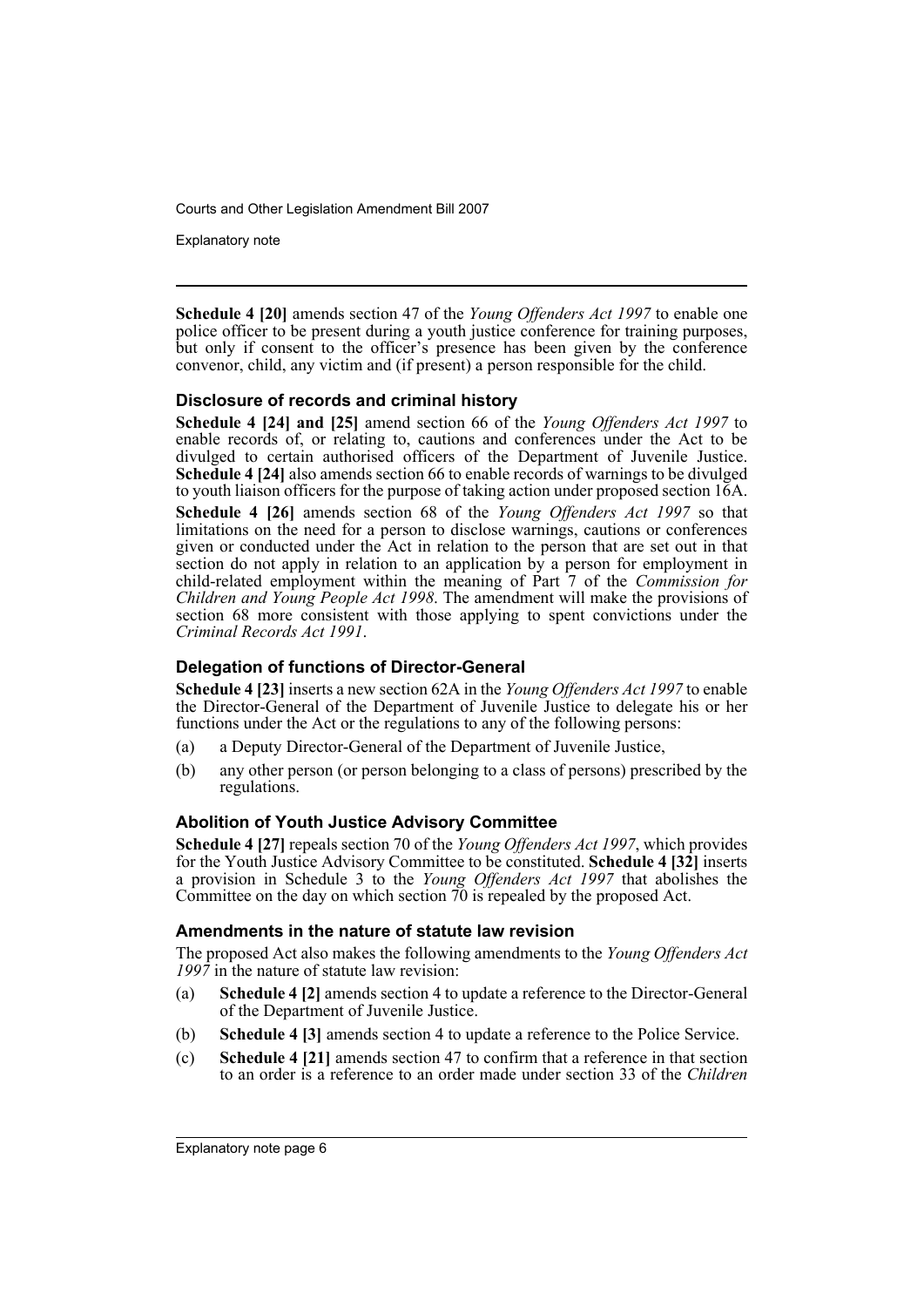**Schedule 4 [20]** amends section 47 of the *Young Offenders Act 1997* to enable one police officer to be present during a youth justice conference for training purposes, but only if consent to the officer's presence has been given by the conference convenor, child, any victim and (if present) a person responsible for the child.

### Disclosure of records and criminal history

**Schedule 4 [24] and [25]** amend section 66 of the *Young Offenders Act 1997* to enable records of, or relating to, cautions and conferences under the Act to be divulged to certain authorised officers of the Department of Juvenile Justice. **Schedule 4 [24]** also amends section 66 to enable records of warnings to be divulged to youth liaison officers for the purpose of taking action under proposed section 16A.

**Schedule 4 [26]** amends section 68 of the *Young Offenders Act 1997* so that limitations on the need for a person to disclose warnings, cautions or conferences given or conducted under the Act in relation to the person that are set out in that section do not apply in relation to an application by a person for employment in child-related employment within the meaning of Part 7 of the *Commission for Children and Young People Act 1998*. The amendment will make the provisions of section 68 more consistent with those applying to spent convictions under the *Criminal Records Act 1991*.

### Delegation of functions of Director-General

**Schedule 4 [23]** inserts a new section 62A in the *Young Offenders Act 1997* to enable the Director-General of the Department of Juvenile Justice to delegate his or her functions under the Act or the regulations to any of the following persons:

(a) a Deputy Director-General of the Department of Juvenile Justice,

(b) any other person (or person belonging to a class of persons) prescribed by the regulations.

### Abolition of Youth Justice Advisory Committee

**Schedule 4 [27]** repeals section 70 of the *Young Offenders Act 1997*, which provides for the Youth Justice Advisory Committee to be constituted. **Schedule 4 [32]** inserts a provision in Schedule 3 to the *Young Offenders Act 1997* that abolishes the Committee on the day on which section 70 is repealed by the proposed Act.

### Amendments in the nature of statute law revision

The proposed Act also makes the following amendments to the *Young Offenders Act 1997* in the nature of statute law revision:

(a) **Schedule 4 [2]** amends section 4 to update a reference to the Director-General of the Department of Juvenile Justice.

(b) **Schedule 4 [3]** amends section 4 to update a reference to the Police Service.

(c) **Schedule 4 [21]** amends section 47 to confirm that a reference in that section to an order is a reference to an order made under section 33 of the *Children*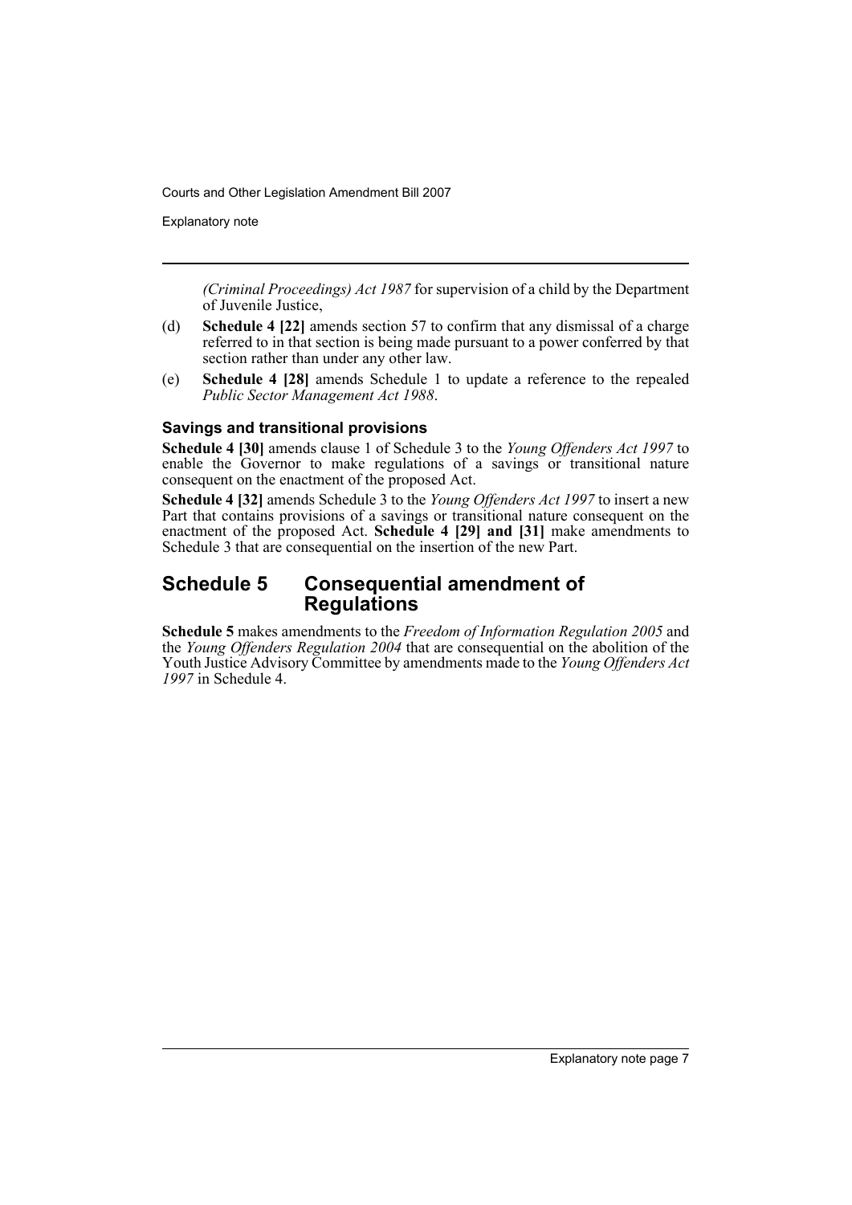*(Criminal Proceedings) Act 1987* for supervision of a child by the Department of Juvenile Justice,

(d) **Schedule 4 [22]** amends section 57 to confirm that any dismissal of a charge referred to in that section is being made pursuant to a power conferred by that section rather than under any other law.

(e) **Schedule 4 [28]** amends Schedule 1 to update a reference to the repealed *Public Sector Management Act 1988*.

### Savings and transitional provisions

**Schedule 4 [30]** amends clause 1 of Schedule 3 to the *Young Offenders Act 1997* to enable the Governor to make regulations of a savings or transitional nature consequent on the enactment of the proposed Act.

**Schedule 4 [32]** amends Schedule 3 to the *Young Offenders Act 1997* to insert a new Part that contains provisions of a savings or transitional nature consequent on the enactment of the proposed Act. **Schedule 4 [29] and [31]** make amendments to Schedule 3 that are consequential on the insertion of the new Part.

## Schedule 5 Consequential amendment of Regulations

**Schedule 5** makes amendments to the *Freedom of Information Regulation 2005* and the *Young Offenders Regulation 2004* that are consequential on the abolition of the Youth Justice Advisory Committee by amendments made to the *Young Offenders Act 1997* in Schedule 4.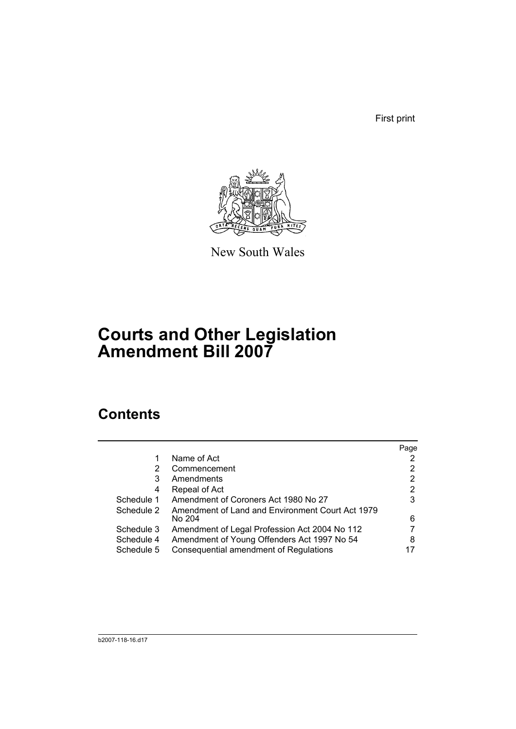First print

New South Wales

# Courts and Other Legislation Amendment Bill 2007

## Contents

| | | Page |
|---|---|---|
| 1 | Name of Act | 2 |
| 2 | Commencement | 2 |
| 3 | Amendments | 2 |
| 4 | Repeal of Act | 2 |
| Schedule 1 | Amendment of Coroners Act 1980 No 27 | 3 |
| Schedule 2 | Amendment of Land and Environment Court Act 1979 No 204 | 6 |
| Schedule 3 | Amendment of Legal Profession Act 2004 No 112 | 7 |
| Schedule 4 | Amendment of Young Offenders Act 1997 No 54 | 8 |
| Schedule 5 | Consequential amendment of Regulations | 17 |

b2007-118-16.d17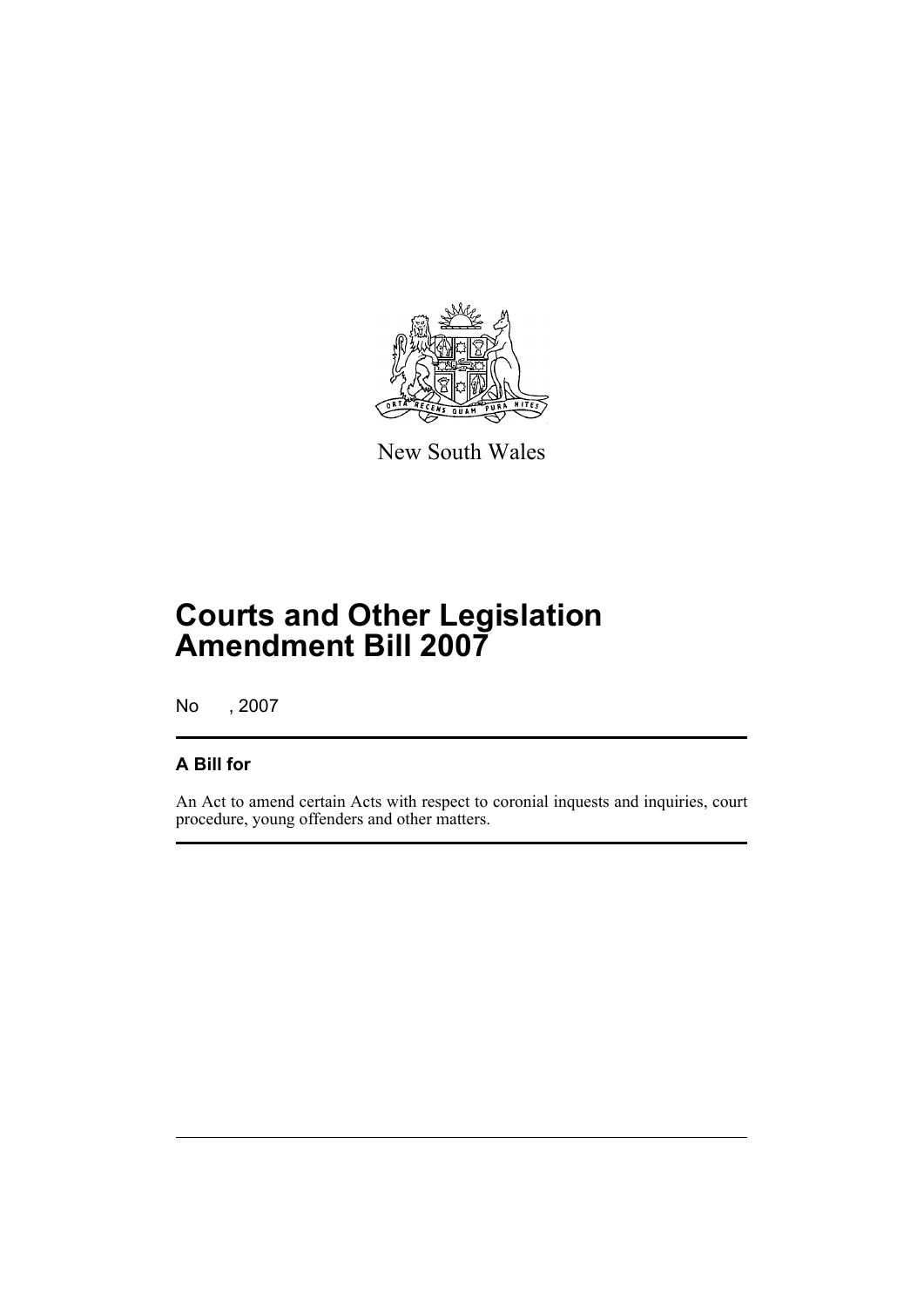New South Wales

# Courts and Other Legislation Amendment Bill 2007

No , 2007

## A Bill for

An Act to amend certain Acts with respect to coronial inquests and inquiries, court procedure, young offenders and other matters.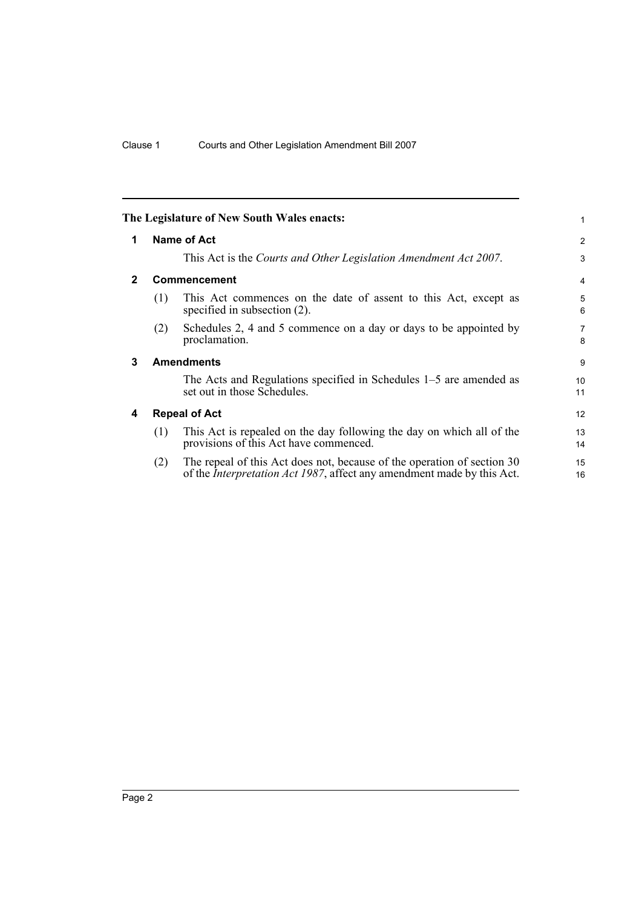**The Legislature of New South Wales enacts:**

## 1 Name of Act

This Act is the *Courts and Other Legislation Amendment Act 2007*.

## 2 Commencement

(1) This Act commences on the date of assent to this Act, except as specified in subsection (2).

(2) Schedules 2, 4 and 5 commence on a day or days to be appointed by proclamation.

## 3 Amendments

The Acts and Regulations specified in Schedules 1–5 are amended as set out in those Schedules.

## 4 Repeal of Act

(1) This Act is repealed on the day following the day on which all of the provisions of this Act have commenced.

(2) The repeal of this Act does not, because of the operation of section 30 of the *Interpretation Act 1987*, affect any amendment made by this Act.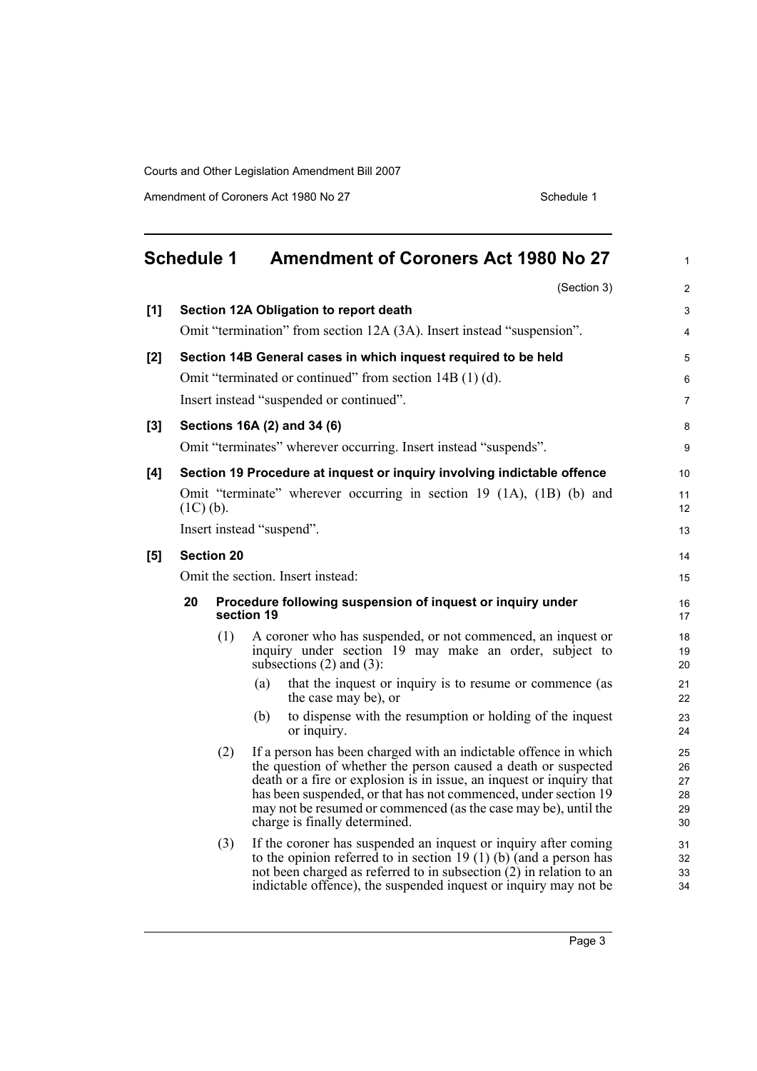# Schedule 1 Amendment of Coroners Act 1980 No 27

(Section 3)

**[1] Section 12A Obligation to report death**

Omit "termination" from section 12A (3A). Insert instead "suspension".

**[2] Section 14B General cases in which inquest required to be held**

Omit "terminated or continued" from section 14B (1) (d).

Insert instead "suspended or continued".

**[3] Sections 16A (2) and 34 (6)**

Omit "terminates" wherever occurring. Insert instead "suspends".

**[4] Section 19 Procedure at inquest or inquiry involving indictable offence**

Omit "terminate" wherever occurring in section 19 (1A), (1B) (b) and (1C) (b).

Insert instead "suspend".

**[5] Section 20**

Omit the section. Insert instead:

**20 Procedure following suspension of inquest or inquiry under section 19**

(1) A coroner who has suspended, or not commenced, an inquest or inquiry under section 19 may make an order, subject to subsections (2) and (3):

(a) that the inquest or inquiry is to resume or commence (as the case may be), or

(b) to dispense with the resumption or holding of the inquest or inquiry.

(2) If a person has been charged with an indictable offence in which the question of whether the person caused a death or suspected death or a fire or explosion is in issue, an inquest or inquiry that has been suspended, or that has not commenced, under section 19 may not be resumed or commenced (as the case may be), until the charge is finally determined.

(3) If the coroner has suspended an inquest or inquiry after coming to the opinion referred to in section 19 (1) (b) (and a person has not been charged as referred to in subsection (2) in relation to an indictable offence), the suspended inquest or inquiry may not be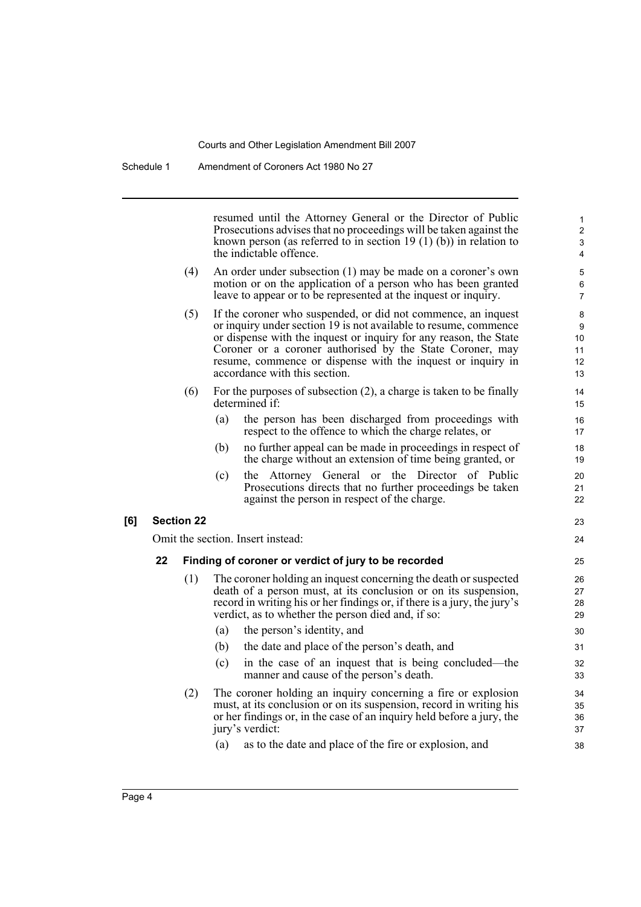resumed until the Attorney General or the Director of Public Prosecutions advises that no proceedings will be taken against the known person (as referred to in section 19 (1) (b)) in relation to the indictable offence.

(4) An order under subsection (1) may be made on a coroner's own motion or on the application of a person who has been granted leave to appear or to be represented at the inquest or inquiry.

(5) If the coroner who suspended, or did not commence, an inquest or inquiry under section 19 is not available to resume, commence or dispense with the inquest or inquiry for any reason, the State Coroner or a coroner authorised by the State Coroner, may resume, commence or dispense with the inquest or inquiry in accordance with this section.

(6) For the purposes of subsection (2), a charge is taken to be finally determined if:

(a) the person has been discharged from proceedings with respect to the offence to which the charge relates, or

(b) no further appeal can be made in proceedings in respect of the charge without an extension of time being granted, or

(c) the Attorney General or the Director of Public Prosecutions directs that no further proceedings be taken against the person in respect of the charge.

**[6] Section 22**

Omit the section. Insert instead:

**22 Finding of coroner or verdict of jury to be recorded**

(1) The coroner holding an inquest concerning the death or suspected death of a person must, at its conclusion or on its suspension, record in writing his or her findings or, if there is a jury, the jury's verdict, as to whether the person died and, if so:

(a) the person's identity, and

(b) the date and place of the person's death, and

(c) in the case of an inquest that is being concluded—the manner and cause of the person's death.

(2) The coroner holding an inquiry concerning a fire or explosion must, at its conclusion or on its suspension, record in writing his or her findings or, in the case of an inquiry held before a jury, the jury's verdict:

(a) as to the date and place of the fire or explosion, and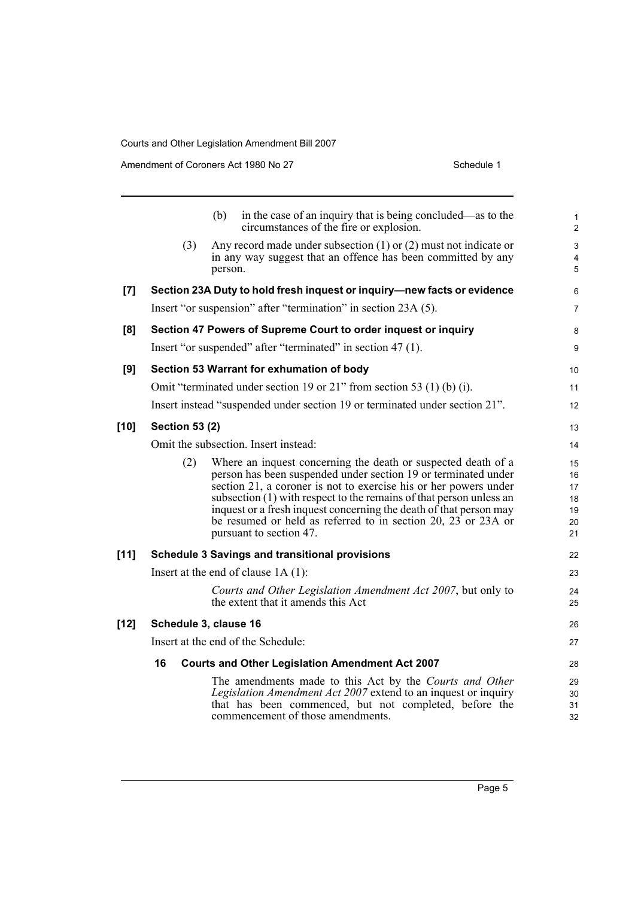(b) in the case of an inquiry that is being concluded—as to the circumstances of the fire or explosion.

(3) Any record made under subsection (1) or (2) must not indicate or in any way suggest that an offence has been committed by any person.

**[7] Section 23A Duty to hold fresh inquest or inquiry—new facts or evidence**

Insert "or suspension" after "termination" in section 23A (5).

**[8] Section 47 Powers of Supreme Court to order inquest or inquiry**

Insert "or suspended" after "terminated" in section 47 (1).

**[9] Section 53 Warrant for exhumation of body**

Omit "terminated under section 19 or 21" from section 53 (1) (b) (i).

Insert instead "suspended under section 19 or terminated under section 21".

**[10] Section 53 (2)**

Omit the subsection. Insert instead:

(2) Where an inquest concerning the death or suspected death of a person has been suspended under section 19 or terminated under section 21, a coroner is not to exercise his or her powers under subsection (1) with respect to the remains of that person unless an inquest or a fresh inquest concerning the death of that person may be resumed or held as referred to in section 20, 23 or 23A or pursuant to section 47.

**[11] Schedule 3 Savings and transitional provisions**

Insert at the end of clause 1A (1):

*Courts and Other Legislation Amendment Act 2007*, but only to the extent that it amends this Act

**[12] Schedule 3, clause 16**

Insert at the end of the Schedule:

**16 Courts and Other Legislation Amendment Act 2007**

The amendments made to this Act by the *Courts and Other Legislation Amendment Act 2007* extend to an inquest or inquiry that has been commenced, but not completed, before the commencement of those amendments.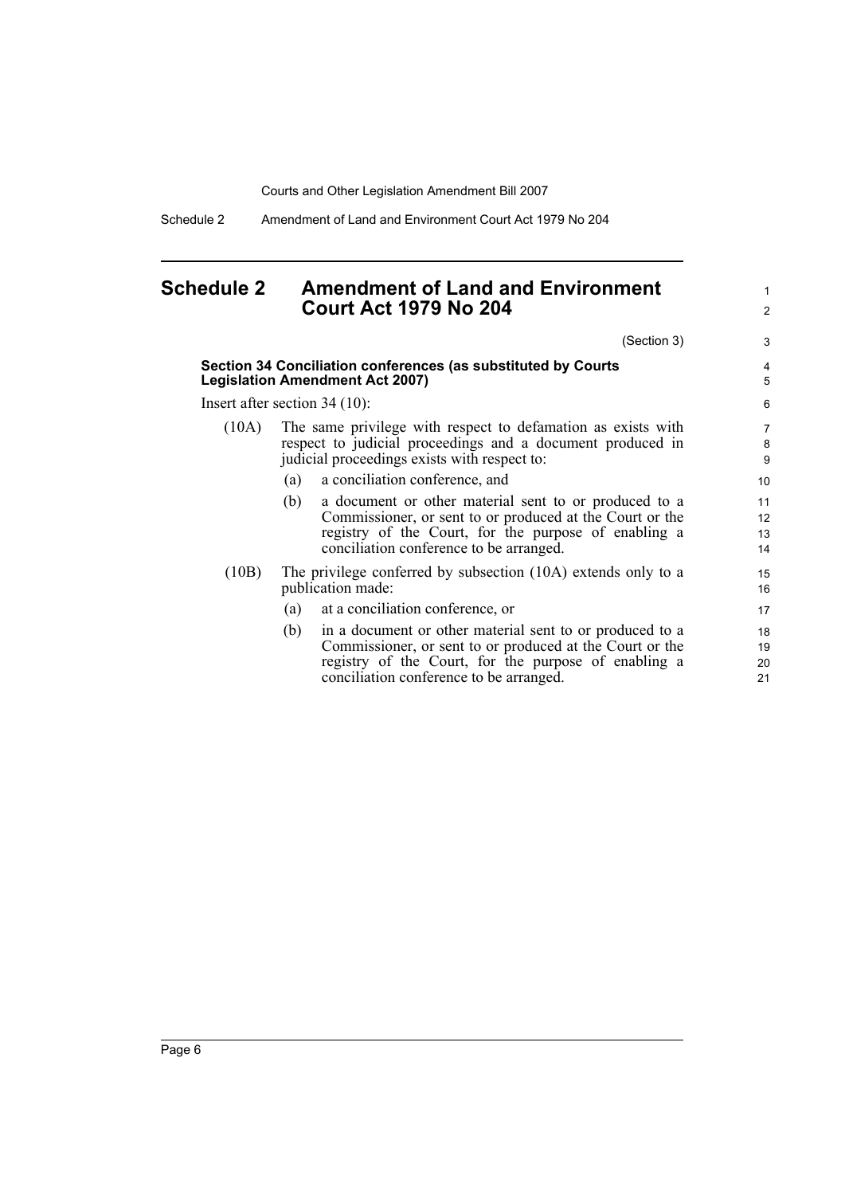# Schedule 2 Amendment of Land and Environment Court Act 1979 No 204

(Section 3)

**Section 34 Conciliation conferences (as substituted by Courts Legislation Amendment Act 2007)**

Insert after section 34 (10):

(10A) The same privilege with respect to defamation as exists with respect to judicial proceedings and a document produced in judicial proceedings exists with respect to:

(a) a conciliation conference, and

(b) a document or other material sent to or produced to a Commissioner, or sent to or produced at the Court or the registry of the Court, for the purpose of enabling a conciliation conference to be arranged.

(10B) The privilege conferred by subsection (10A) extends only to a publication made:

(a) at a conciliation conference, or

(b) in a document or other material sent to or produced to a Commissioner, or sent to or produced at the Court or the registry of the Court, for the purpose of enabling a conciliation conference to be arranged.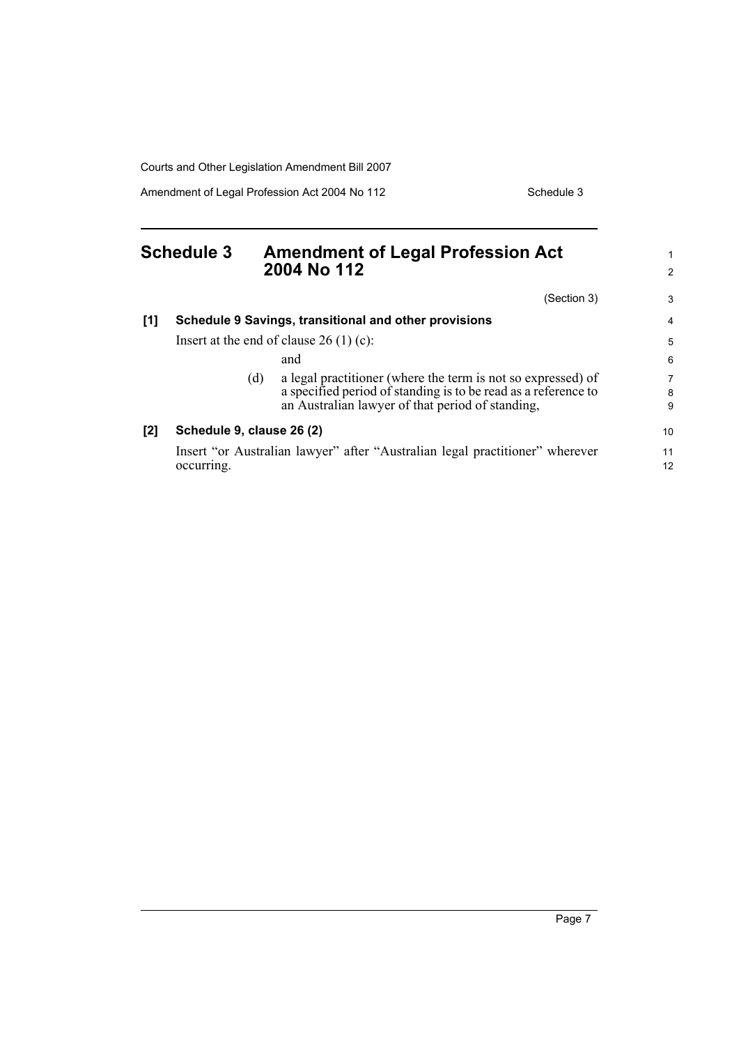# Schedule 3 Amendment of Legal Profession Act 2004 No 112

(Section 3)

**[1] Schedule 9 Savings, transitional and other provisions**

Insert at the end of clause 26 (1) (c):

and

(d) a legal practitioner (where the term is not so expressed) of a specified period of standing is to be read as a reference to an Australian lawyer of that period of standing,

**[2] Schedule 9, clause 26 (2)**

Insert "or Australian lawyer" after "Australian legal practitioner" wherever occurring.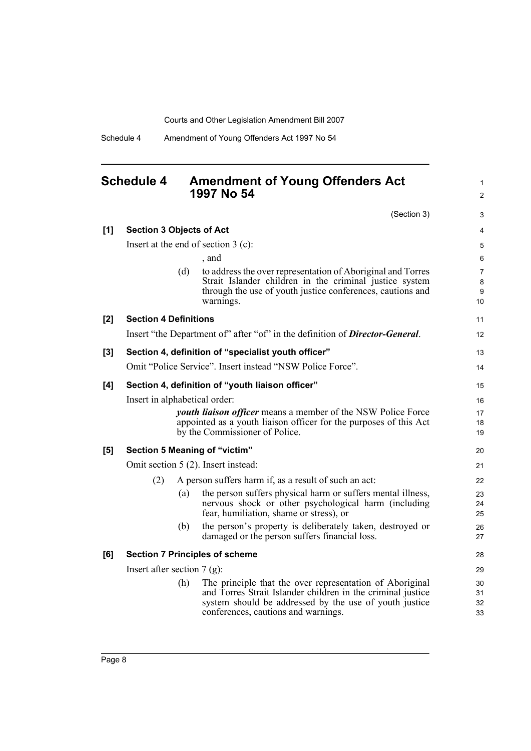## Schedule 4 Amendment of Young Offenders Act 1997 No 54

(Section 3)

**[1] Section 3 Objects of Act**

Insert at the end of section 3 (c):

, and

(d) to address the over representation of Aboriginal and Torres Strait Islander children in the criminal justice system through the use of youth justice conferences, cautions and warnings.

**[2] Section 4 Definitions**

Insert "the Department of" after "of" in the definition of ***Director-General***.

**[3] Section 4, definition of "specialist youth officer"**

Omit "Police Service". Insert instead "NSW Police Force".

**[4] Section 4, definition of "youth liaison officer"**

Insert in alphabetical order:

***youth liaison officer*** means a member of the NSW Police Force appointed as a youth liaison officer for the purposes of this Act by the Commissioner of Police.

**[5] Section 5 Meaning of "victim"**

Omit section 5 (2). Insert instead:

(2) A person suffers harm if, as a result of such an act:

(a) the person suffers physical harm or suffers mental illness, nervous shock or other psychological harm (including fear, humiliation, shame or stress), or

(b) the person's property is deliberately taken, destroyed or damaged or the person suffers financial loss.

**[6] Section 7 Principles of scheme**

Insert after section 7 (g):

(h) The principle that the over representation of Aboriginal and Torres Strait Islander children in the criminal justice system should be addressed by the use of youth justice conferences, cautions and warnings.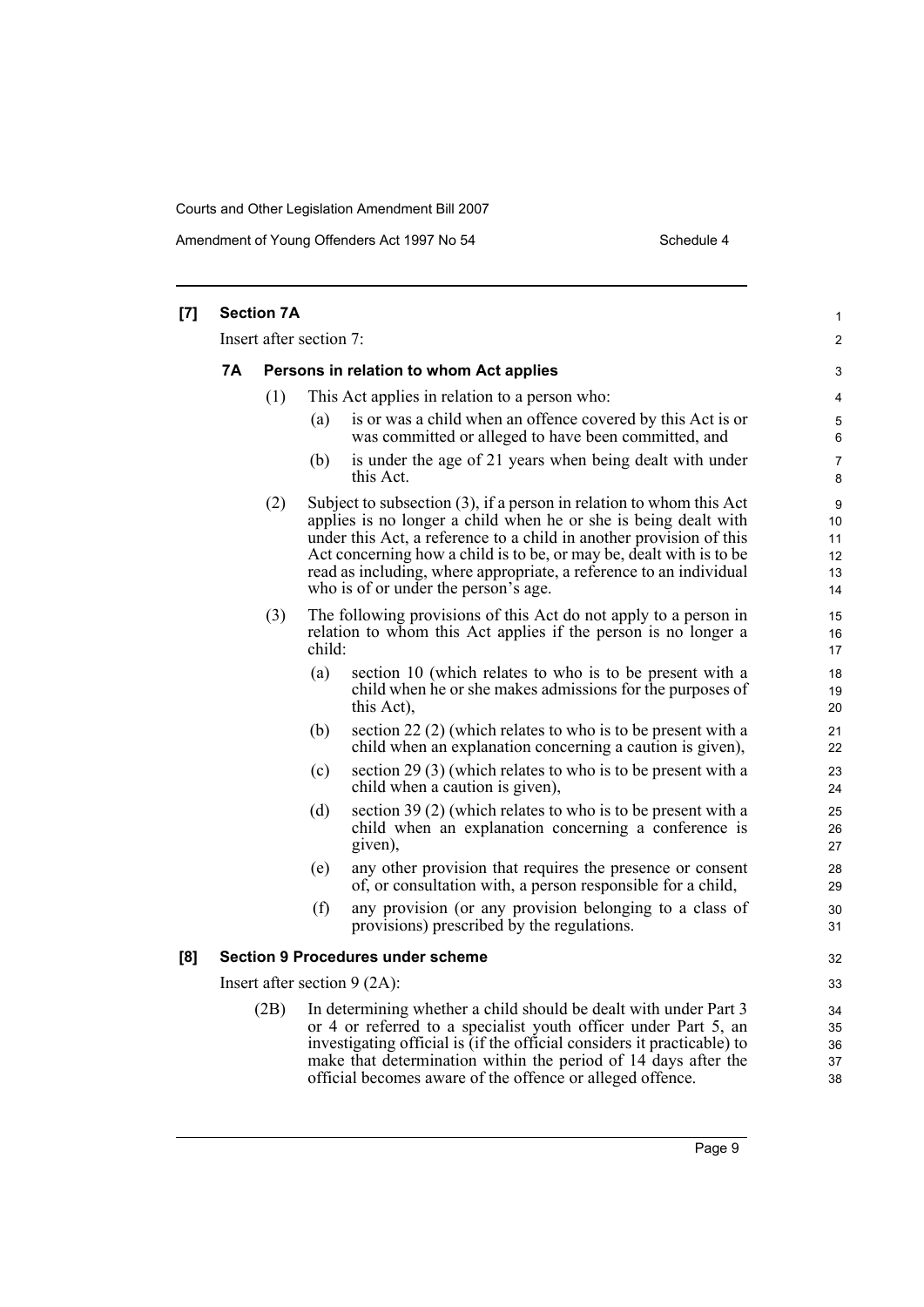**[7] Section 7A**

Insert after section 7:

**7A Persons in relation to whom Act applies**

(1) This Act applies in relation to a person who:

(a) is or was a child when an offence covered by this Act is or was committed or alleged to have been committed, and

(b) is under the age of 21 years when being dealt with under this Act.

(2) Subject to subsection (3), if a person in relation to whom this Act applies is no longer a child when he or she is being dealt with under this Act, a reference to a child in another provision of this Act concerning how a child is to be, or may be, dealt with is to be read as including, where appropriate, a reference to an individual who is of or under the person's age.

(3) The following provisions of this Act do not apply to a person in relation to whom this Act applies if the person is no longer a child:

(a) section 10 (which relates to who is to be present with a child when he or she makes admissions for the purposes of this Act),

(b) section 22 (2) (which relates to who is to be present with a child when an explanation concerning a caution is given),

(c) section 29 (3) (which relates to who is to be present with a child when a caution is given),

(d) section 39 (2) (which relates to who is to be present with a child when an explanation concerning a conference is given),

(e) any other provision that requires the presence or consent of, or consultation with, a person responsible for a child,

(f) any provision (or any provision belonging to a class of provisions) prescribed by the regulations.

**[8] Section 9 Procedures under scheme**

Insert after section 9 (2A):

(2B) In determining whether a child should be dealt with under Part 3 or 4 or referred to a specialist youth officer under Part 5, an investigating official is (if the official considers it practicable) to make that determination within the period of 14 days after the official becomes aware of the offence or alleged offence.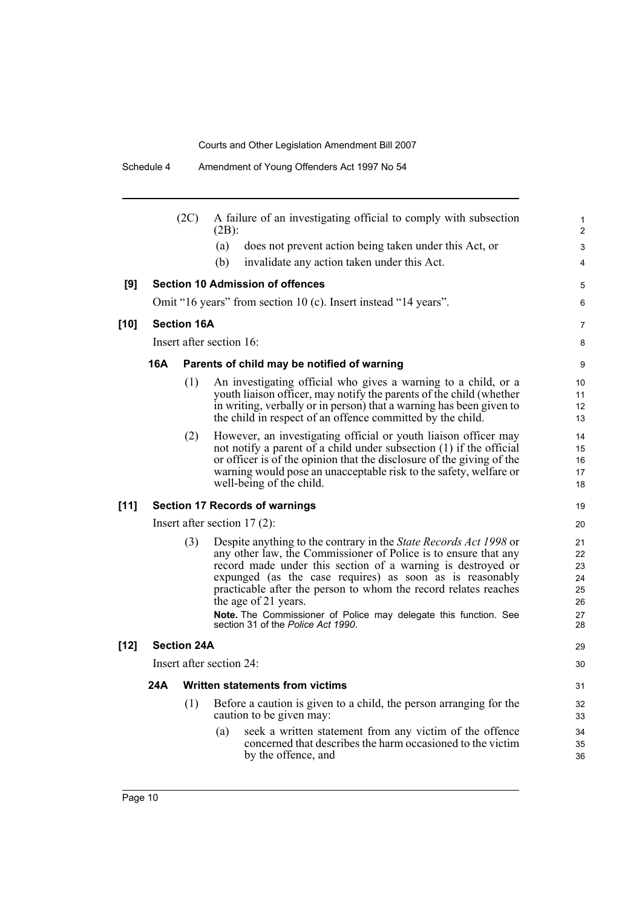(2C) A failure of an investigating official to comply with subsection (2B):

(a) does not prevent action being taken under this Act, or

(b) invalidate any action taken under this Act.

**[9] Section 10 Admission of offences**

Omit "16 years" from section 10 (c). Insert instead "14 years".

**[10] Section 16A**

Insert after section 16:

**16A Parents of child may be notified of warning**

(1) An investigating official who gives a warning to a child, or a youth liaison officer, may notify the parents of the child (whether in writing, verbally or in person) that a warning has been given to the child in respect of an offence committed by the child.

(2) However, an investigating official or youth liaison officer may not notify a parent of a child under subsection (1) if the official or officer is of the opinion that the disclosure of the giving of the warning would pose an unacceptable risk to the safety, welfare or well-being of the child.

**[11] Section 17 Records of warnings**

Insert after section 17 (2):

(3) Despite anything to the contrary in the *State Records Act 1998* or any other law, the Commissioner of Police is to ensure that any record made under this section of a warning is destroyed or expunged (as the case requires) as soon as is reasonably practicable after the person to whom the record relates reaches the age of 21 years.

**Note.** The Commissioner of Police may delegate this function. See section 31 of the *Police Act 1990*.

**[12] Section 24A**

Insert after section 24:

**24A Written statements from victims**

(1) Before a caution is given to a child, the person arranging for the caution to be given may:

(a) seek a written statement from any victim of the offence concerned that describes the harm occasioned to the victim by the offence, and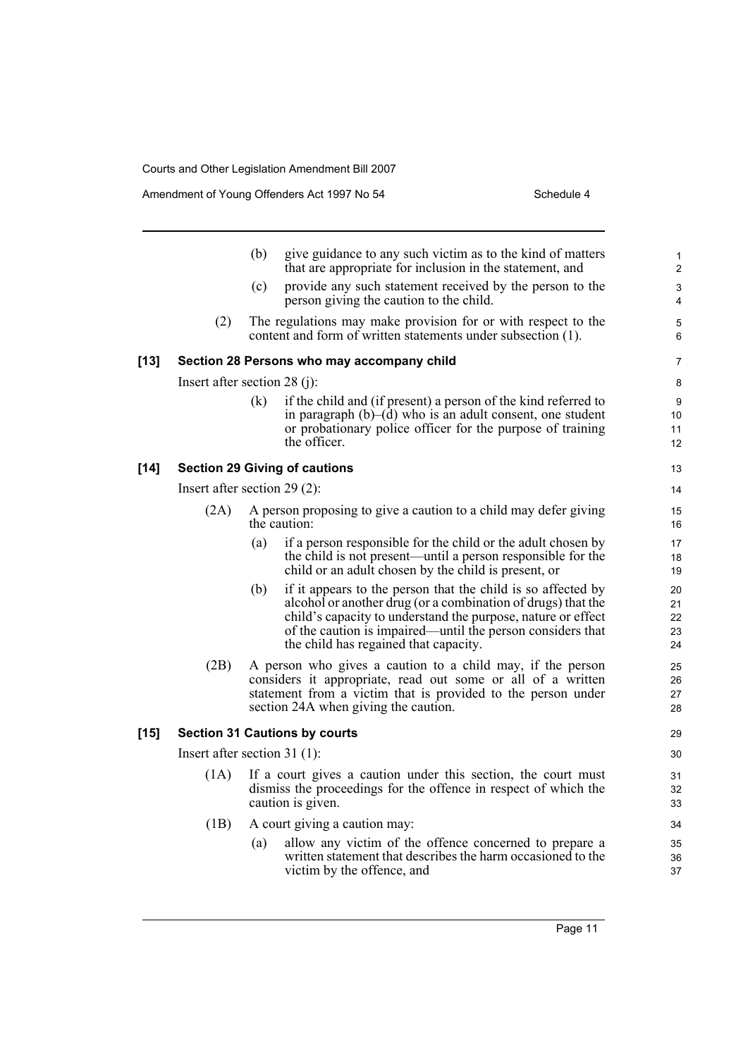(b) give guidance to any such victim as to the kind of matters that are appropriate for inclusion in the statement, and

(c) provide any such statement received by the person to the person giving the caution to the child.

(2) The regulations may make provision for or with respect to the content and form of written statements under subsection (1).

### [13] Section 28 Persons who may accompany child

Insert after section 28 (j):

(k) if the child and (if present) a person of the kind referred to in paragraph (b)–(d) who is an adult consent, one student or probationary police officer for the purpose of training the officer.

### [14] Section 29 Giving of cautions

Insert after section 29 (2):

(2A) A person proposing to give a caution to a child may defer giving the caution:

(a) if a person responsible for the child or the adult chosen by the child is not present—until a person responsible for the child or an adult chosen by the child is present, or

(b) if it appears to the person that the child is so affected by alcohol or another drug (or a combination of drugs) that the child's capacity to understand the purpose, nature or effect of the caution is impaired—until the person considers that the child has regained that capacity.

(2B) A person who gives a caution to a child may, if the person considers it appropriate, read out some or all of a written statement from a victim that is provided to the person under section 24A when giving the caution.

### [15] Section 31 Cautions by courts

Insert after section 31 (1):

(1A) If a court gives a caution under this section, the court must dismiss the proceedings for the offence in respect of which the caution is given.

(1B) A court giving a caution may:

(a) allow any victim of the offence concerned to prepare a written statement that describes the harm occasioned to the victim by the offence, and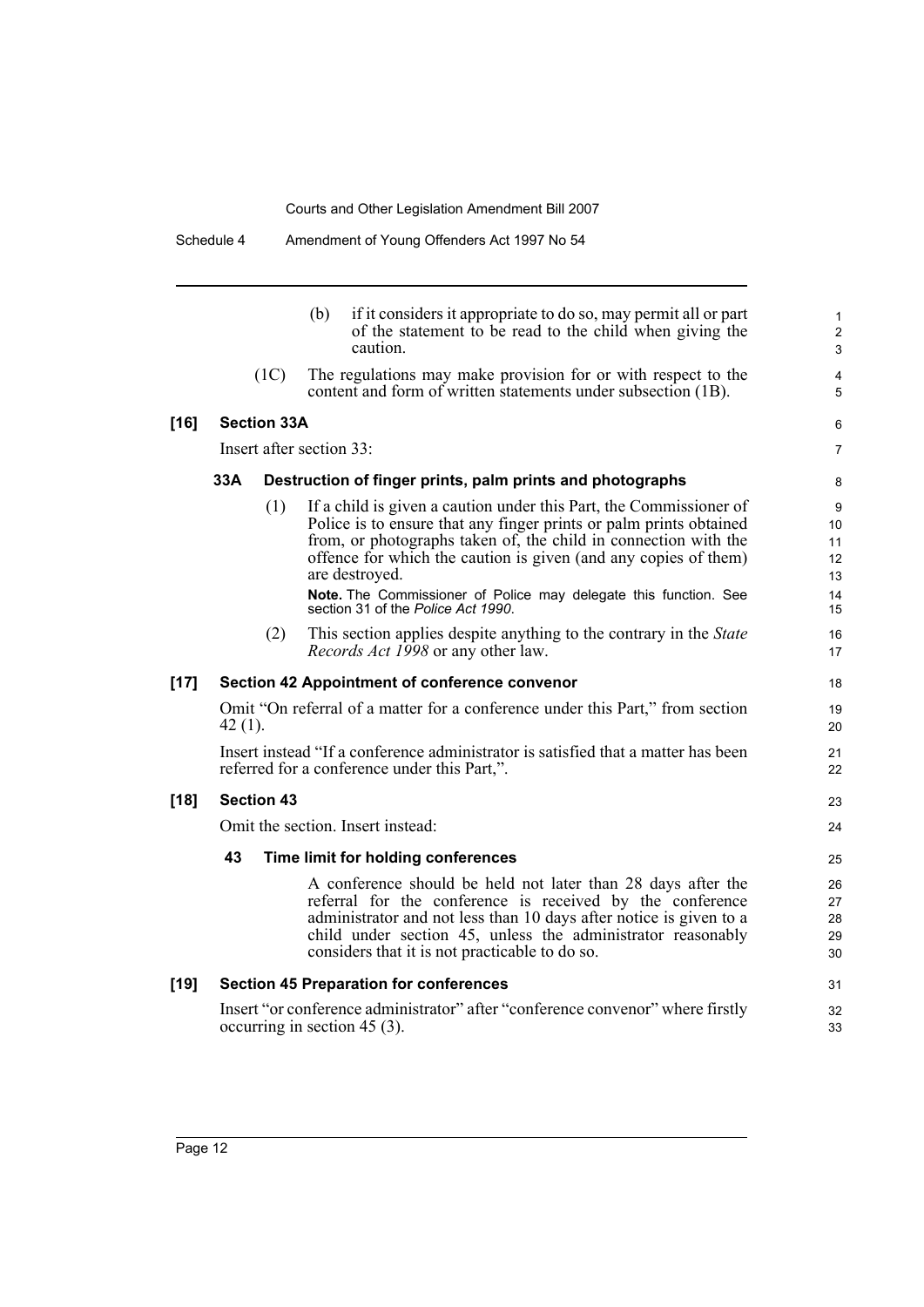(b) if it considers it appropriate to do so, may permit all or part of the statement to be read to the child when giving the caution.

(1C) The regulations may make provision for or with respect to the content and form of written statements under subsection (1B).

### [16] Section 33A

Insert after section 33:

#### 33A Destruction of finger prints, palm prints and photographs

(1) If a child is given a caution under this Part, the Commissioner of Police is to ensure that any finger prints or palm prints obtained from, or photographs taken of, the child in connection with the offence for which the caution is given (and any copies of them) are destroyed.

**Note.** The Commissioner of Police may delegate this function. See section 31 of the *Police Act 1990*.

(2) This section applies despite anything to the contrary in the *State Records Act 1998* or any other law.

### [17] Section 42 Appointment of conference convenor

Omit "On referral of a matter for a conference under this Part," from section 42 (1).

Insert instead "If a conference administrator is satisfied that a matter has been referred for a conference under this Part,".

### [18] Section 43

Omit the section. Insert instead:

#### 43 Time limit for holding conferences

A conference should be held not later than 28 days after the referral for the conference is received by the conference administrator and not less than 10 days after notice is given to a child under section 45, unless the administrator reasonably considers that it is not practicable to do so.

### [19] Section 45 Preparation for conferences

Insert "or conference administrator" after "conference convenor" where firstly occurring in section 45 (3).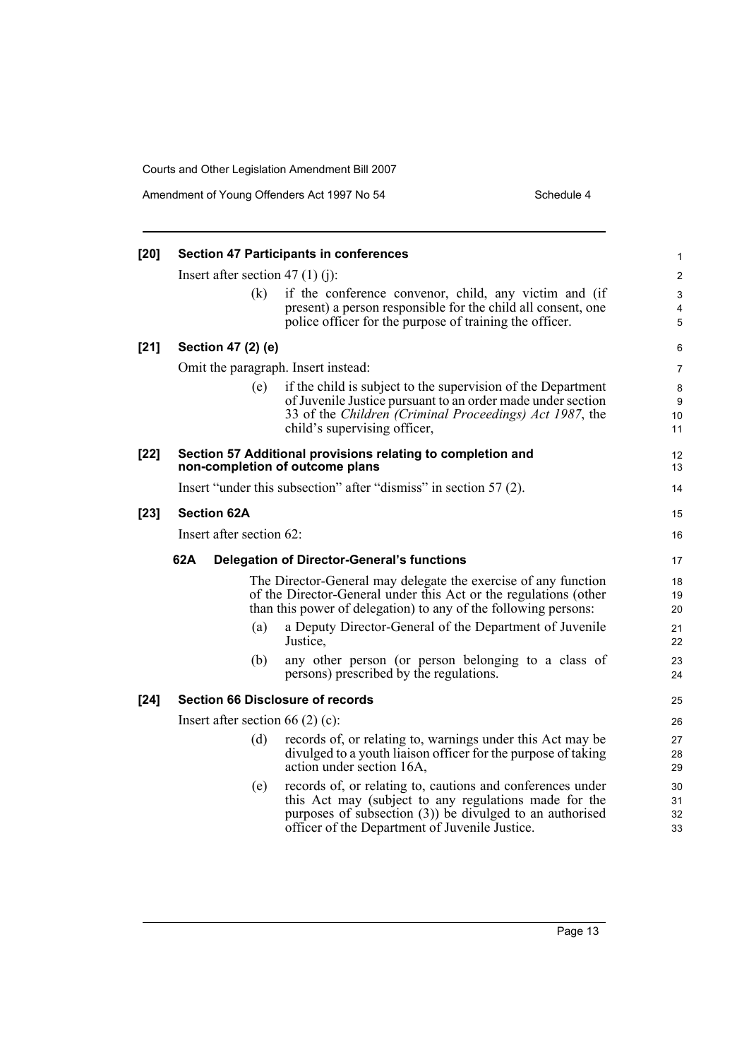**[20] Section 47 Participants in conferences**

Insert after section 47 (1) (j):

(k) if the conference convenor, child, any victim and (if present) a person responsible for the child all consent, one police officer for the purpose of training the officer.

**[21] Section 47 (2) (e)**

Omit the paragraph. Insert instead:

(e) if the child is subject to the supervision of the Department of Juvenile Justice pursuant to an order made under section 33 of the *Children (Criminal Proceedings) Act 1987*, the child's supervising officer,

**[22] Section 57 Additional provisions relating to completion and non-completion of outcome plans**

Insert "under this subsection" after "dismiss" in section 57 (2).

**[23] Section 62A**

Insert after section 62:

**62A Delegation of Director-General's functions**

The Director-General may delegate the exercise of any function of the Director-General under this Act or the regulations (other than this power of delegation) to any of the following persons:

(a) a Deputy Director-General of the Department of Juvenile Justice,

(b) any other person (or person belonging to a class of persons) prescribed by the regulations.

**[24] Section 66 Disclosure of records**

Insert after section 66 (2) (c):

(d) records of, or relating to, warnings under this Act may be divulged to a youth liaison officer for the purpose of taking action under section 16A,

(e) records of, or relating to, cautions and conferences under this Act may (subject to any regulations made for the purposes of subsection (3)) be divulged to an authorised officer of the Department of Juvenile Justice.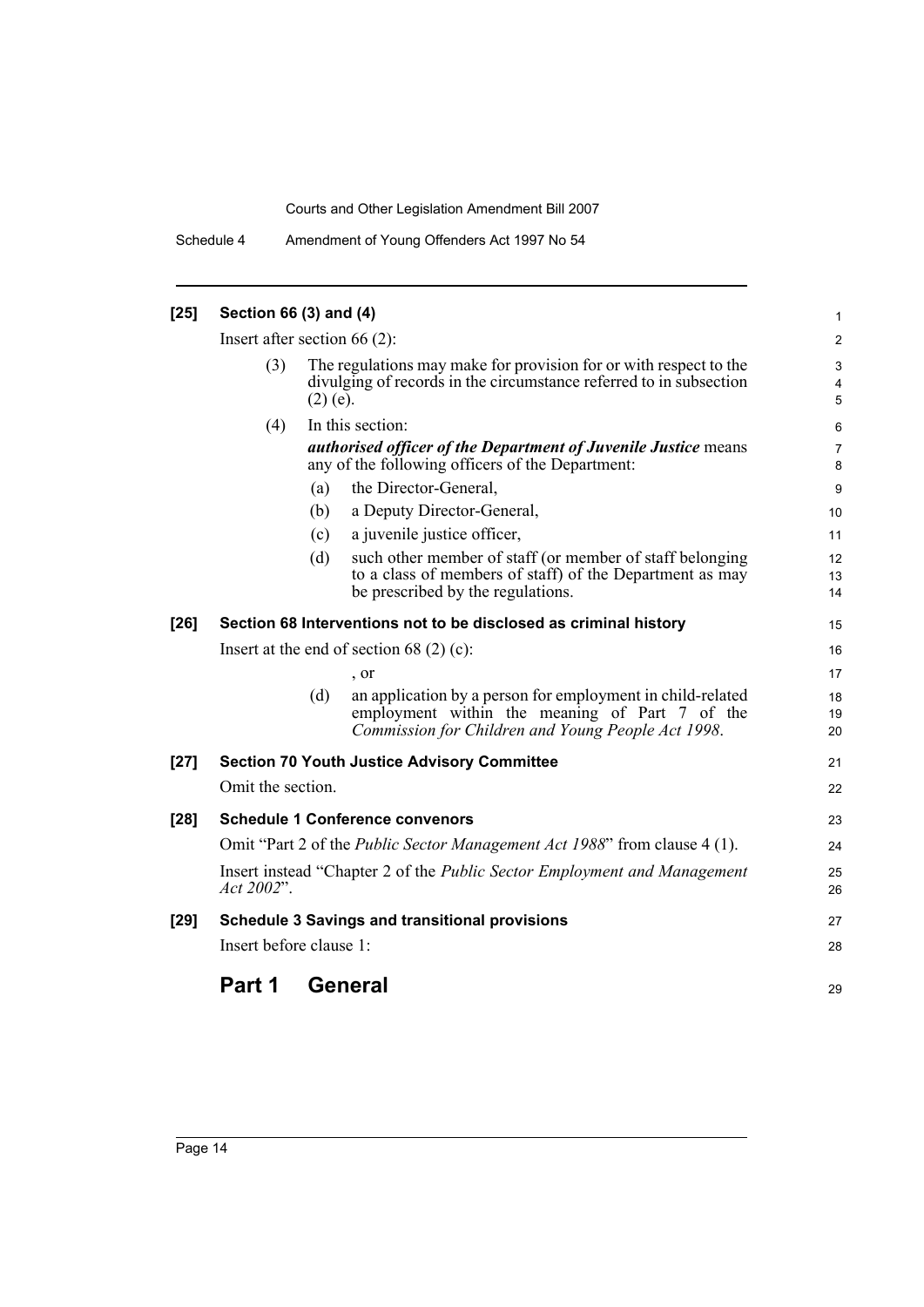**[25] Section 66 (3) and (4)**

Insert after section 66 (2):

(3) The regulations may make for provision for or with respect to the divulging of records in the circumstance referred to in subsection (2) (e).

(4) In this section:

***authorised officer of the Department of Juvenile Justice*** means any of the following officers of the Department:

(a) the Director-General,

(b) a Deputy Director-General,

(c) a juvenile justice officer,

(d) such other member of staff (or member of staff belonging to a class of members of staff) of the Department as may be prescribed by the regulations.

**[26] Section 68 Interventions not to be disclosed as criminal history**

Insert at the end of section 68 (2) (c):

, or

(d) an application by a person for employment in child-related employment within the meaning of Part 7 of the *Commission for Children and Young People Act 1998*.

**[27] Section 70 Youth Justice Advisory Committee**

Omit the section.

**[28] Schedule 1 Conference convenors**

Omit "Part 2 of the *Public Sector Management Act 1988*" from clause 4 (1).

Insert instead "Chapter 2 of the *Public Sector Employment and Management Act 2002*".

**[29] Schedule 3 Savings and transitional provisions**

Insert before clause 1:

## Part 1 General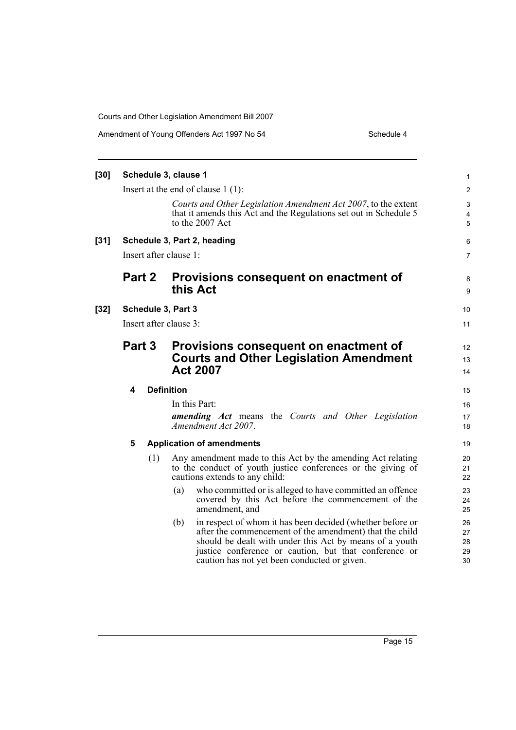**[30] Schedule 3, clause 1**

Insert at the end of clause 1 (1):

> *Courts and Other Legislation Amendment Act 2007*, to the extent that it amends this Act and the Regulations set out in Schedule 5 to the 2007 Act

**[31] Schedule 3, Part 2, heading**

Insert after clause 1:

## Part 2 Provisions consequent on enactment of this Act

**[32] Schedule 3, Part 3**

Insert after clause 3:

## Part 3 Provisions consequent on enactment of Courts and Other Legislation Amendment Act 2007

### 4 Definition

In this Part:

***amending Act*** means the *Courts and Other Legislation Amendment Act 2007*.

### 5 Application of amendments

(1) Any amendment made to this Act by the amending Act relating to the conduct of youth justice conferences or the giving of cautions extends to any child:

(a) who committed or is alleged to have committed an offence covered by this Act before the commencement of the amendment, and

(b) in respect of whom it has been decided (whether before or after the commencement of the amendment) that the child should be dealt with under this Act by means of a youth justice conference or caution, but that conference or caution has not yet been conducted or given.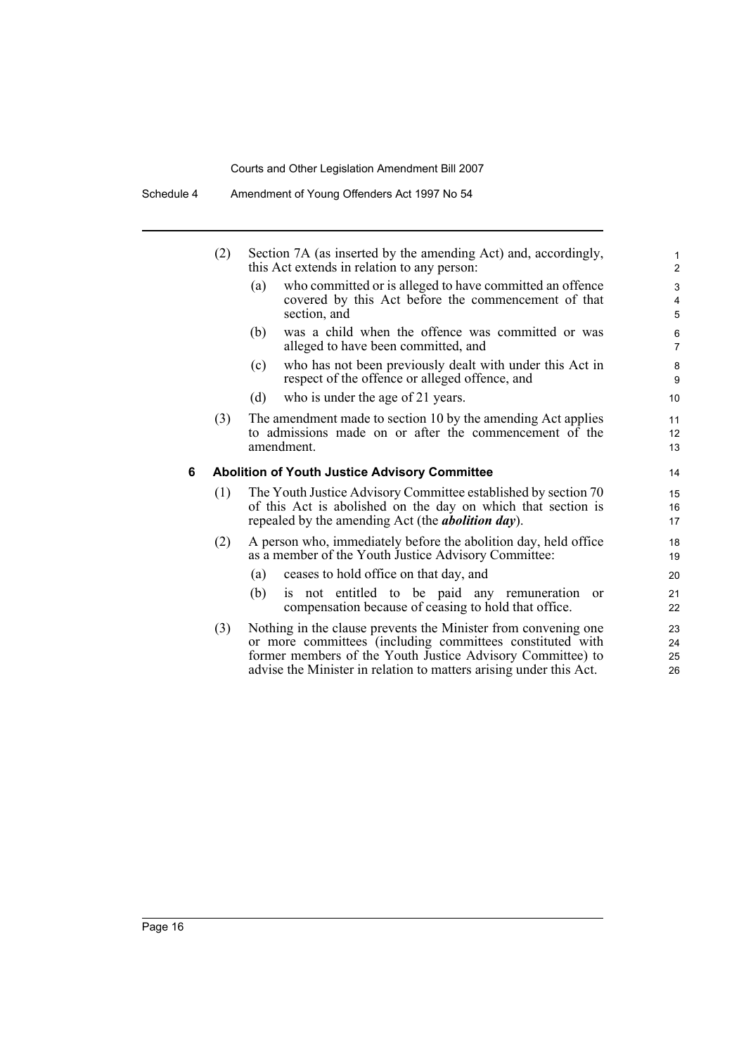(2) Section 7A (as inserted by the amending Act) and, accordingly, this Act extends in relation to any person:

(a) who committed or is alleged to have committed an offence covered by this Act before the commencement of that section, and

(b) was a child when the offence was committed or was alleged to have been committed, and

(c) who has not been previously dealt with under this Act in respect of the offence or alleged offence, and

(d) who is under the age of 21 years.

(3) The amendment made to section 10 by the amending Act applies to admissions made on or after the commencement of the amendment.

### 6 Abolition of Youth Justice Advisory Committee

(1) The Youth Justice Advisory Committee established by section 70 of this Act is abolished on the day on which that section is repealed by the amending Act (the ***abolition day***).

(2) A person who, immediately before the abolition day, held office as a member of the Youth Justice Advisory Committee:

(a) ceases to hold office on that day, and

(b) is not entitled to be paid any remuneration or compensation because of ceasing to hold that office.

(3) Nothing in the clause prevents the Minister from convening one or more committees (including committees constituted with former members of the Youth Justice Advisory Committee) to advise the Minister in relation to matters arising under this Act.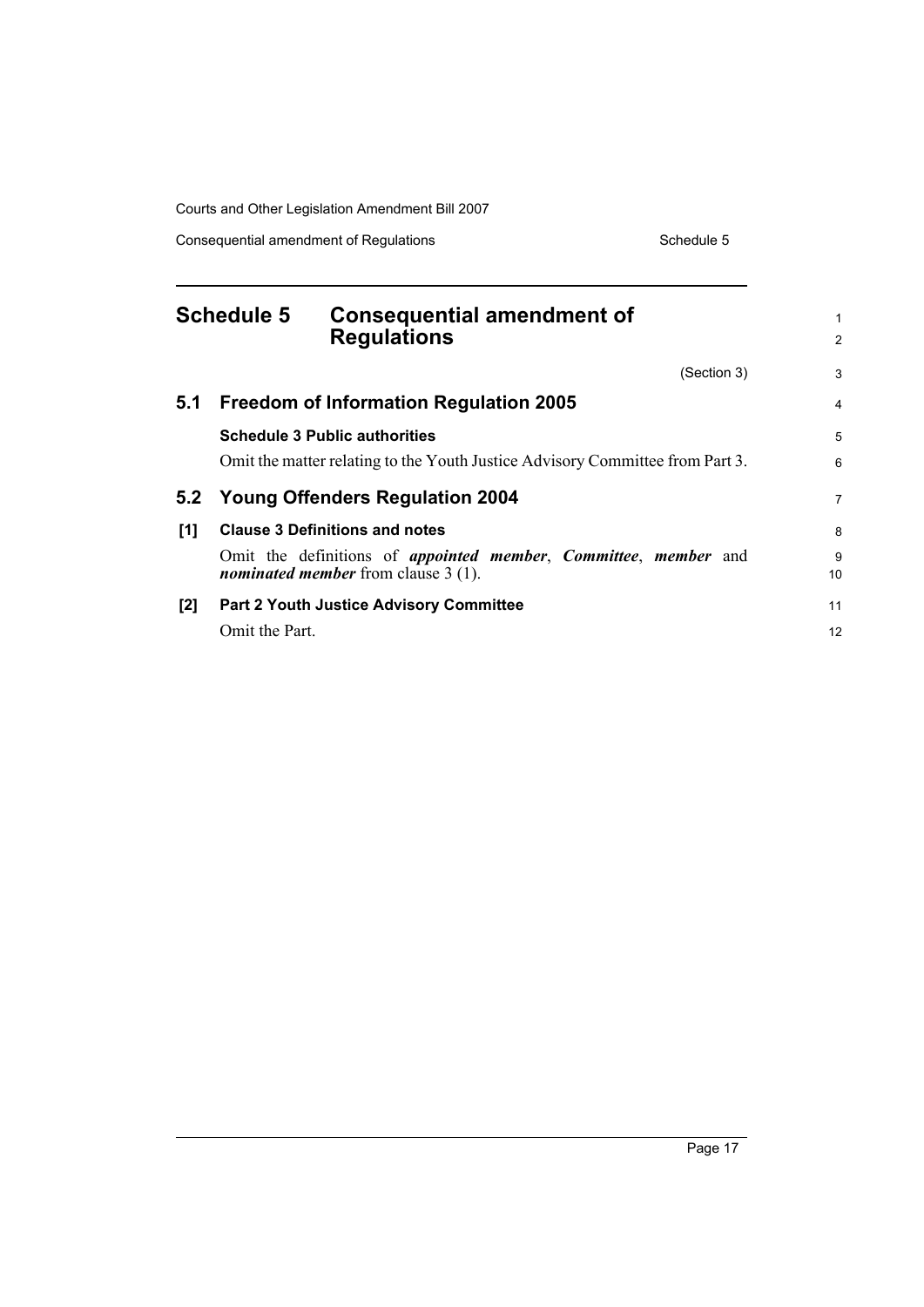## Schedule 5 Consequential amendment of Regulations

(Section 3)

### 5.1 Freedom of Information Regulation 2005

**Schedule 3 Public authorities**

Omit the matter relating to the Youth Justice Advisory Committee from Part 3.

### 5.2 Young Offenders Regulation 2004

**[1] Clause 3 Definitions and notes**

Omit the definitions of ***appointed member***, ***Committee***, ***member*** and ***nominated member*** from clause 3 (1).

**[2] Part 2 Youth Justice Advisory Committee**

Omit the Part.